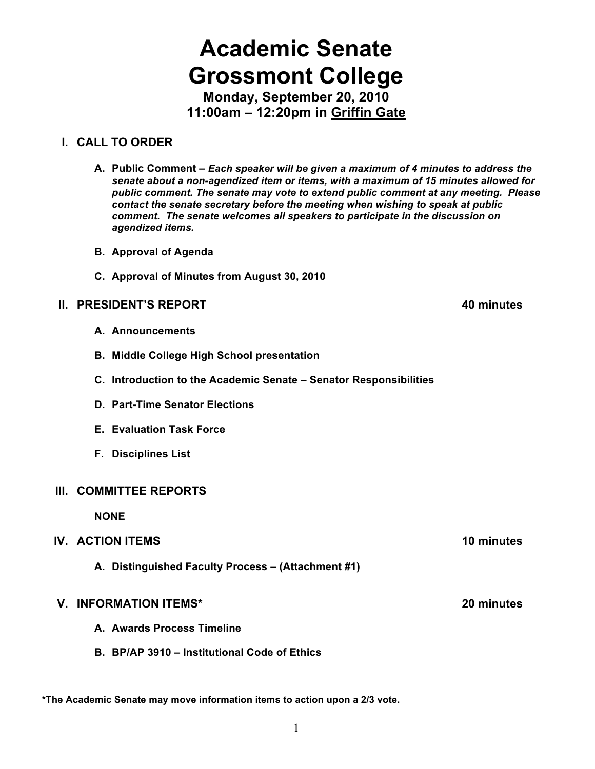# Academic Senate
# Grossmont College

### Monday, September 20, 2010
### 11:00am – 12:20pm in Griffin Gate

## I. CALL TO ORDER

**A. Public Comment –** ***Each speaker will be given a maximum of 4 minutes to address the senate about a non-agendized item or items, with a maximum of 15 minutes allowed for public comment. The senate may vote to extend public comment at any meeting. Please contact the senate secretary before the meeting when wishing to speak at public comment. The senate welcomes all speakers to participate in the discussion on agendized items.***

**B. Approval of Agenda**

**C. Approval of Minutes from August 30, 2010**

## II. PRESIDENT'S REPORT — 40 minutes

**A. Announcements**

**B. Middle College High School presentation**

**C. Introduction to the Academic Senate – Senator Responsibilities**

**D. Part-Time Senator Elections**

**E. Evaluation Task Force**

**F. Disciplines List**

## III. COMMITTEE REPORTS

**NONE**

## IV. ACTION ITEMS — 10 minutes

**A. Distinguished Faculty Process – (Attachment #1)**

## V. INFORMATION ITEMS* — 20 minutes

**A. Awards Process Timeline**

**B. BP/AP 3910 – Institutional Code of Ethics**

**\*The Academic Senate may move information items to action upon a 2/3 vote.**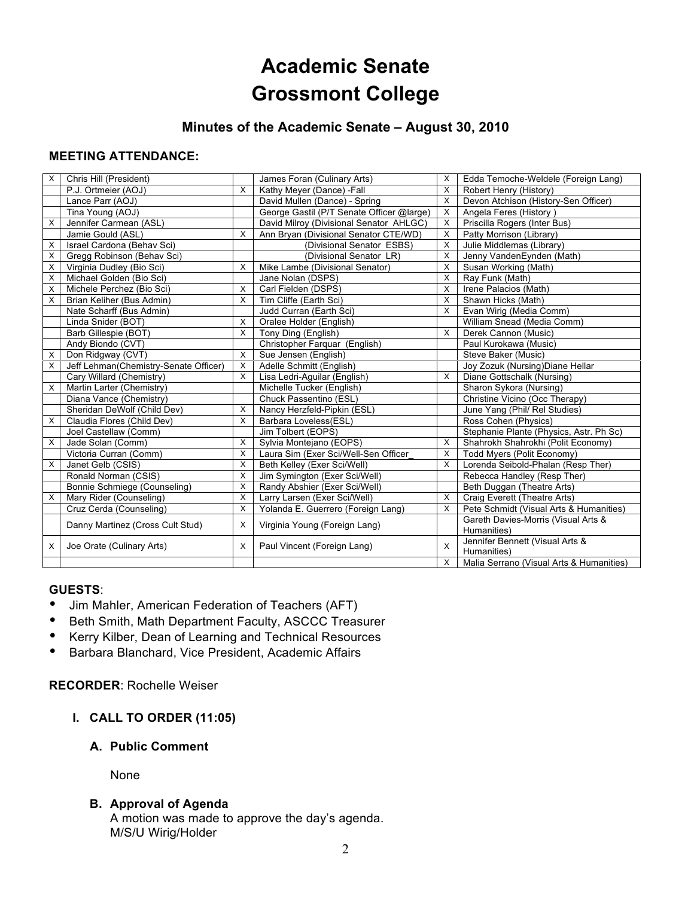# Academic Senate
# Grossmont College

### Minutes of the Academic Senate – August 30, 2010

#### MEETING ATTENDANCE:

| | | | | | |
|---|---|---|---|---|---|
| X | Chris Hill (President) | | James Foran (Culinary Arts) | X | Edda Temoche-Weldele (Foreign Lang) |
| | P.J. Ortmeier (AOJ) | X | Kathy Meyer (Dance) -Fall | X | Robert Henry (History) |
| | Lance Parr (AOJ) | | David Mullen (Dance) - Spring | X | Devon Atchison (History-Sen Officer) |
| | Tina Young (AOJ) | | George Gastil (P/T Senate Officer @large) | X | Angela Feres (History ) |
| X | Jennifer Carmean (ASL) | | David Milroy (Divisional Senator AHLGC) | X | Priscilla Rogers (Inter Bus) |
| | Jamie Gould (ASL) | X | Ann Bryan (Divisional Senator CTE/WD) | X | Patty Morrison (Library) |
| X | Israel Cardona (Behav Sci) | | (Divisional Senator ESBS) | X | Julie Middlemas (Library) |
| X | Gregg Robinson (Behav Sci) | | (Divisional Senator LR) | X | Jenny VandenEynden (Math) |
| X | Virginia Dudley (Bio Sci) | X | Mike Lambe (Divisional Senator) | X | Susan Working (Math) |
| X | Michael Golden (Bio Sci) | | Jane Nolan (DSPS) | X | Ray Funk (Math) |
| X | Michele Perchez (Bio Sci) | X | Carl Fielden (DSPS) | X | Irene Palacios (Math) |
| X | Brian Keliher (Bus Admin) | X | Tim Cliffe (Earth Sci) | X | Shawn Hicks (Math) |
| | Nate Scharff (Bus Admin) | | Judd Curran (Earth Sci) | X | Evan Wirig (Media Comm) |
| | Linda Snider (BOT) | X | Oralee Holder (English) | | William Snead (Media Comm) |
| | Barb Gillespie (BOT) | X | Tony Ding (English) | X | Derek Cannon (Music) |
| | Andy Biondo (CVT) | | Christopher Farquar (English) | | Paul Kurokawa (Music) |
| X | Don Ridgway (CVT) | X | Sue Jensen (English) | | Steve Baker (Music) |
| X | Jeff Lehman(Chemistry-Senate Officer) | X | Adelle Schmitt (English) | | Joy Zozuk (Nursing)Diane Hellar |
| | Cary Willard (Chemistry) | X | Lisa Ledri-Aguilar (English) | X | Diane Gottschalk (Nursing) |
| X | Martin Larter (Chemistry) | | Michelle Tucker (English) | | Sharon Sykora (Nursing) |
| | Diana Vance (Chemistry) | | Chuck Passentino (ESL) | | Christine Vicino (Occ Therapy) |
| | Sheridan DeWolf (Child Dev) | X | Nancy Herzfeld-Pipkin (ESL) | | June Yang (Phil/ Rel Studies) |
| X | Claudia Flores (Child Dev) | X | Barbara Loveless(ESL) | | Ross Cohen (Physics) |
| | Joel Castellaw (Comm) | | Jim Tolbert (EOPS) | | Stephanie Plante (Physics, Astr. Ph Sc) |
| X | Jade Solan (Comm) | X | Sylvia Montejano (EOPS) | X | Shahrokh Shahrokhi (Polit Economy) |
| | Victoria Curran (Comm) | X | Laura Sim (Exer Sci/Well-Sen Officer_ | X | Todd Myers (Polit Economy) |
| X | Janet Gelb (CSIS) | X | Beth Kelley (Exer Sci/Well) | X | Lorenda Seibold-Phalan (Resp Ther) |
| | Ronald Norman (CSIS) | X | Jim Symington (Exer Sci/Well) | | Rebecca Handley (Resp Ther) |
| | Bonnie Schmiege (Counseling) | X | Randy Abshier (Exer Sci/Well) | | Beth Duggan (Theatre Arts) |
| X | Mary Rider (Counseling) | X | Larry Larsen (Exer Sci/Well) | X | Craig Everett (Theatre Arts) |
| | Cruz Cerda (Counseling) | X | Yolanda E. Guerrero (Foreign Lang) | X | Pete Schmidt (Visual Arts & Humanities) |
| | Danny Martinez (Cross Cult Stud) | X | Virginia Young (Foreign Lang) | | Gareth Davies-Morris (Visual Arts & Humanities) |
| X | Joe Orate (Culinary Arts) | X | Paul Vincent (Foreign Lang) | X | Jennifer Bennett (Visual Arts & Humanities) |
| | | | | X | Malia Serrano (Visual Arts & Humanities) |

**GUESTS**:

- Jim Mahler, American Federation of Teachers (AFT)
- Beth Smith, Math Department Faculty, ASCCC Treasurer
- Kerry Kilber, Dean of Learning and Technical Resources
- Barbara Blanchard, Vice President, Academic Affairs

**RECORDER**: Rochelle Weiser

## I. CALL TO ORDER (11:05)

### A. Public Comment

None

### B. Approval of Agenda

A motion was made to approve the day's agenda.
M/S/U Wirig/Holder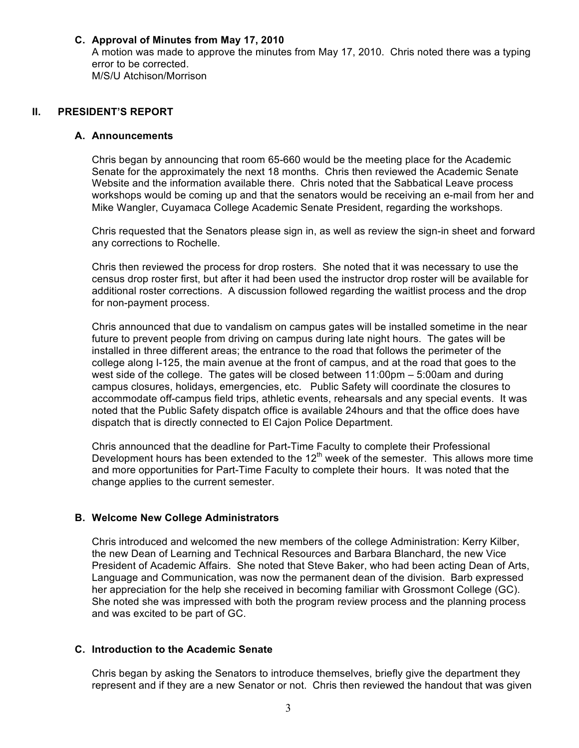### C. Approval of Minutes from May 17, 2010

A motion was made to approve the minutes from May 17, 2010. Chris noted there was a typing error to be corrected.
M/S/U Atchison/Morrison

## II. PRESIDENT'S REPORT

### A. Announcements

Chris began by announcing that room 65-660 would be the meeting place for the Academic Senate for the approximately the next 18 months. Chris then reviewed the Academic Senate Website and the information available there. Chris noted that the Sabbatical Leave process workshops would be coming up and that the senators would be receiving an e-mail from her and Mike Wangler, Cuyamaca College Academic Senate President, regarding the workshops.

Chris requested that the Senators please sign in, as well as review the sign-in sheet and forward any corrections to Rochelle.

Chris then reviewed the process for drop rosters. She noted that it was necessary to use the census drop roster first, but after it had been used the instructor drop roster will be available for additional roster corrections. A discussion followed regarding the waitlist process and the drop for non-payment process.

Chris announced that due to vandalism on campus gates will be installed sometime in the near future to prevent people from driving on campus during late night hours. The gates will be installed in three different areas; the entrance to the road that follows the perimeter of the college along I-125, the main avenue at the front of campus, and at the road that goes to the west side of the college. The gates will be closed between 11:00pm – 5:00am and during campus closures, holidays, emergencies, etc. Public Safety will coordinate the closures to accommodate off-campus field trips, athletic events, rehearsals and any special events. It was noted that the Public Safety dispatch office is available 24hours and that the office does have dispatch that is directly connected to El Cajon Police Department.

Chris announced that the deadline for Part-Time Faculty to complete their Professional Development hours has been extended to the 12th week of the semester. This allows more time and more opportunities for Part-Time Faculty to complete their hours. It was noted that the change applies to the current semester.

### B. Welcome New College Administrators

Chris introduced and welcomed the new members of the college Administration: Kerry Kilber, the new Dean of Learning and Technical Resources and Barbara Blanchard, the new Vice President of Academic Affairs. She noted that Steve Baker, who had been acting Dean of Arts, Language and Communication, was now the permanent dean of the division. Barb expressed her appreciation for the help she received in becoming familiar with Grossmont College (GC). She noted she was impressed with both the program review process and the planning process and was excited to be part of GC.

### C. Introduction to the Academic Senate

Chris began by asking the Senators to introduce themselves, briefly give the department they represent and if they are a new Senator or not. Chris then reviewed the handout that was given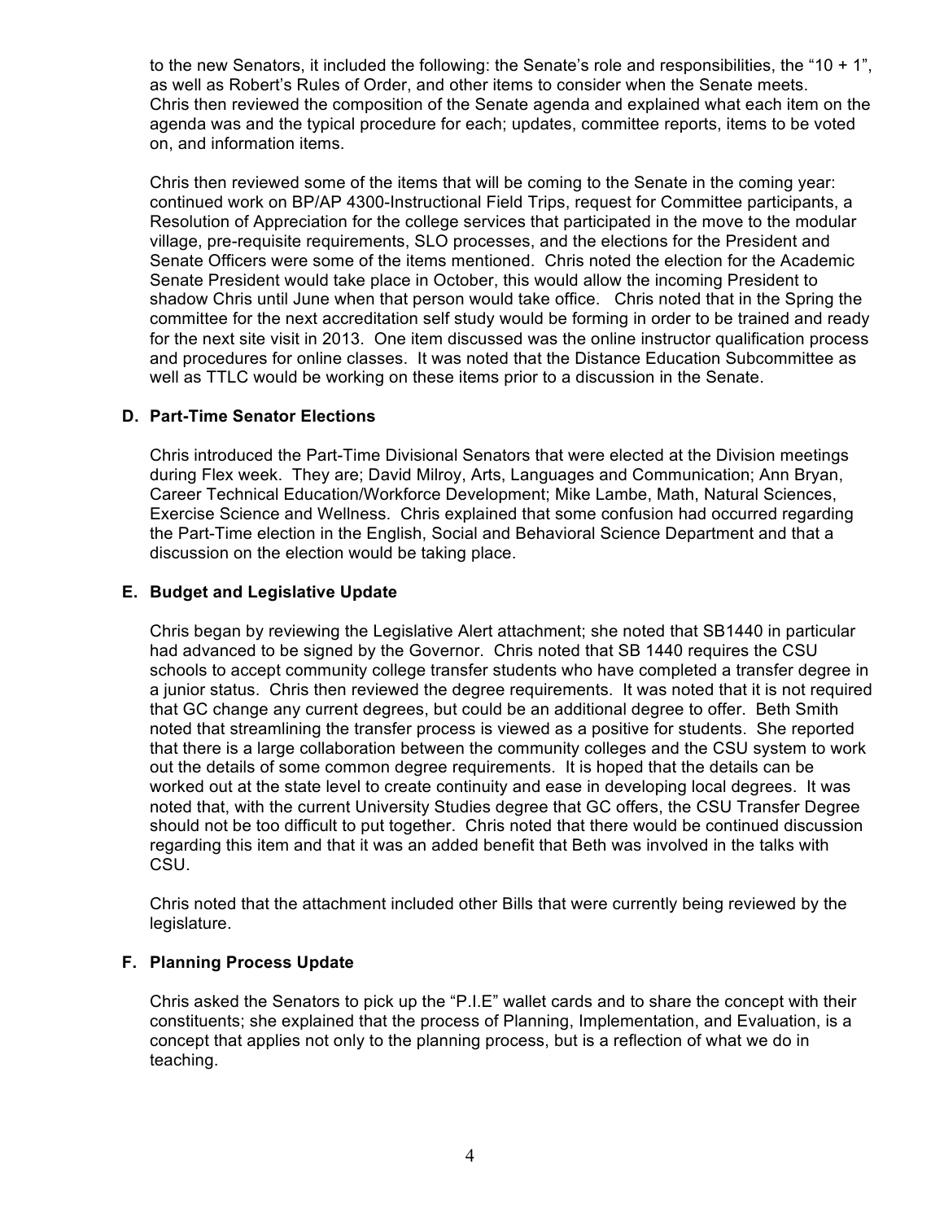to the new Senators, it included the following: the Senate's role and responsibilities, the "10 + 1", as well as Robert's Rules of Order, and other items to consider when the Senate meets. Chris then reviewed the composition of the Senate agenda and explained what each item on the agenda was and the typical procedure for each; updates, committee reports, items to be voted on, and information items.

Chris then reviewed some of the items that will be coming to the Senate in the coming year: continued work on BP/AP 4300-Instructional Field Trips, request for Committee participants, a Resolution of Appreciation for the college services that participated in the move to the modular village, pre-requisite requirements, SLO processes, and the elections for the President and Senate Officers were some of the items mentioned. Chris noted the election for the Academic Senate President would take place in October, this would allow the incoming President to shadow Chris until June when that person would take office. Chris noted that in the Spring the committee for the next accreditation self study would be forming in order to be trained and ready for the next site visit in 2013. One item discussed was the online instructor qualification process and procedures for online classes. It was noted that the Distance Education Subcommittee as well as TTLC would be working on these items prior to a discussion in the Senate.

**D. Part-Time Senator Elections**

Chris introduced the Part-Time Divisional Senators that were elected at the Division meetings during Flex week. They are; David Milroy, Arts, Languages and Communication; Ann Bryan, Career Technical Education/Workforce Development; Mike Lambe, Math, Natural Sciences, Exercise Science and Wellness. Chris explained that some confusion had occurred regarding the Part-Time election in the English, Social and Behavioral Science Department and that a discussion on the election would be taking place.

**E. Budget and Legislative Update**

Chris began by reviewing the Legislative Alert attachment; she noted that SB1440 in particular had advanced to be signed by the Governor. Chris noted that SB 1440 requires the CSU schools to accept community college transfer students who have completed a transfer degree in a junior status. Chris then reviewed the degree requirements. It was noted that it is not required that GC change any current degrees, but could be an additional degree to offer. Beth Smith noted that streamlining the transfer process is viewed as a positive for students. She reported that there is a large collaboration between the community colleges and the CSU system to work out the details of some common degree requirements. It is hoped that the details can be worked out at the state level to create continuity and ease in developing local degrees. It was noted that, with the current University Studies degree that GC offers, the CSU Transfer Degree should not be too difficult to put together. Chris noted that there would be continued discussion regarding this item and that it was an added benefit that Beth was involved in the talks with CSU.

Chris noted that the attachment included other Bills that were currently being reviewed by the legislature.

**F. Planning Process Update**

Chris asked the Senators to pick up the "P.I.E" wallet cards and to share the concept with their constituents; she explained that the process of Planning, Implementation, and Evaluation, is a concept that applies not only to the planning process, but is a reflection of what we do in teaching.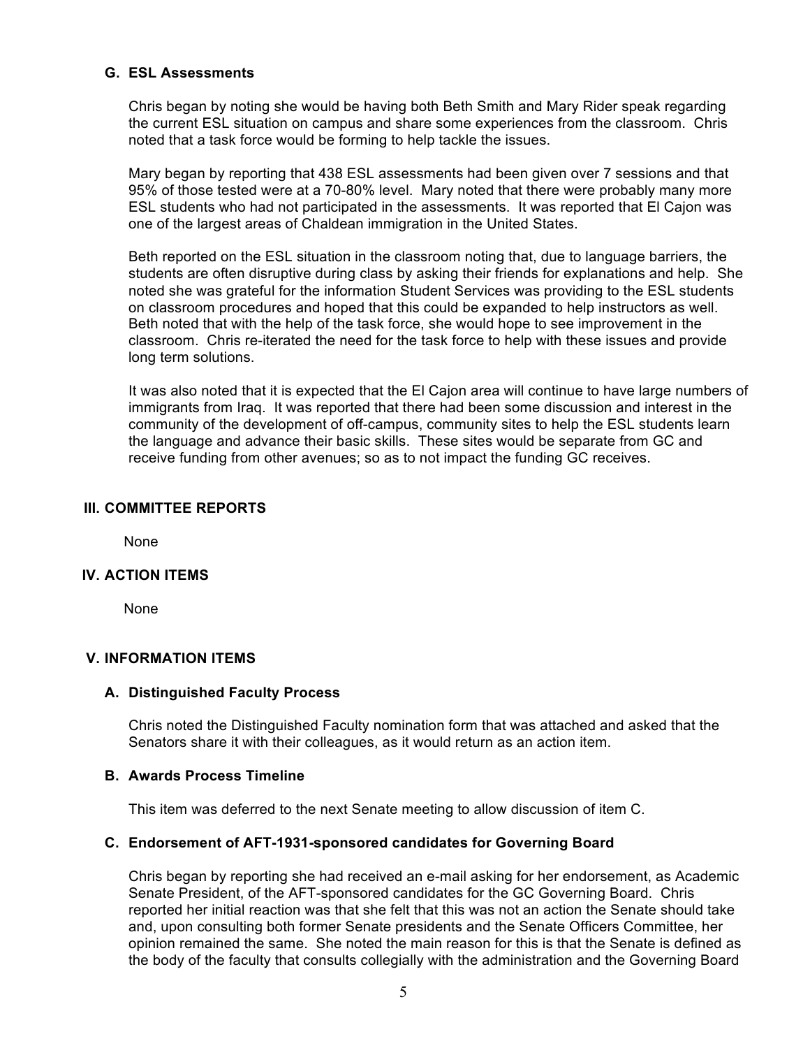### G. ESL Assessments

Chris began by noting she would be having both Beth Smith and Mary Rider speak regarding the current ESL situation on campus and share some experiences from the classroom. Chris noted that a task force would be forming to help tackle the issues.

Mary began by reporting that 438 ESL assessments had been given over 7 sessions and that 95% of those tested were at a 70-80% level. Mary noted that there were probably many more ESL students who had not participated in the assessments. It was reported that El Cajon was one of the largest areas of Chaldean immigration in the United States.

Beth reported on the ESL situation in the classroom noting that, due to language barriers, the students are often disruptive during class by asking their friends for explanations and help. She noted she was grateful for the information Student Services was providing to the ESL students on classroom procedures and hoped that this could be expanded to help instructors as well. Beth noted that with the help of the task force, she would hope to see improvement in the classroom. Chris re-iterated the need for the task force to help with these issues and provide long term solutions.

It was also noted that it is expected that the El Cajon area will continue to have large numbers of immigrants from Iraq. It was reported that there had been some discussion and interest in the community of the development of off-campus, community sites to help the ESL students learn the language and advance their basic skills. These sites would be separate from GC and receive funding from other avenues; so as to not impact the funding GC receives.

## III. COMMITTEE REPORTS

None

## IV. ACTION ITEMS

None

## V. INFORMATION ITEMS

### A. Distinguished Faculty Process

Chris noted the Distinguished Faculty nomination form that was attached and asked that the Senators share it with their colleagues, as it would return as an action item.

### B. Awards Process Timeline

This item was deferred to the next Senate meeting to allow discussion of item C.

### C. Endorsement of AFT-1931-sponsored candidates for Governing Board

Chris began by reporting she had received an e-mail asking for her endorsement, as Academic Senate President, of the AFT-sponsored candidates for the GC Governing Board. Chris reported her initial reaction was that she felt that this was not an action the Senate should take and, upon consulting both former Senate presidents and the Senate Officers Committee, her opinion remained the same. She noted the main reason for this is that the Senate is defined as the body of the faculty that consults collegially with the administration and the Governing Board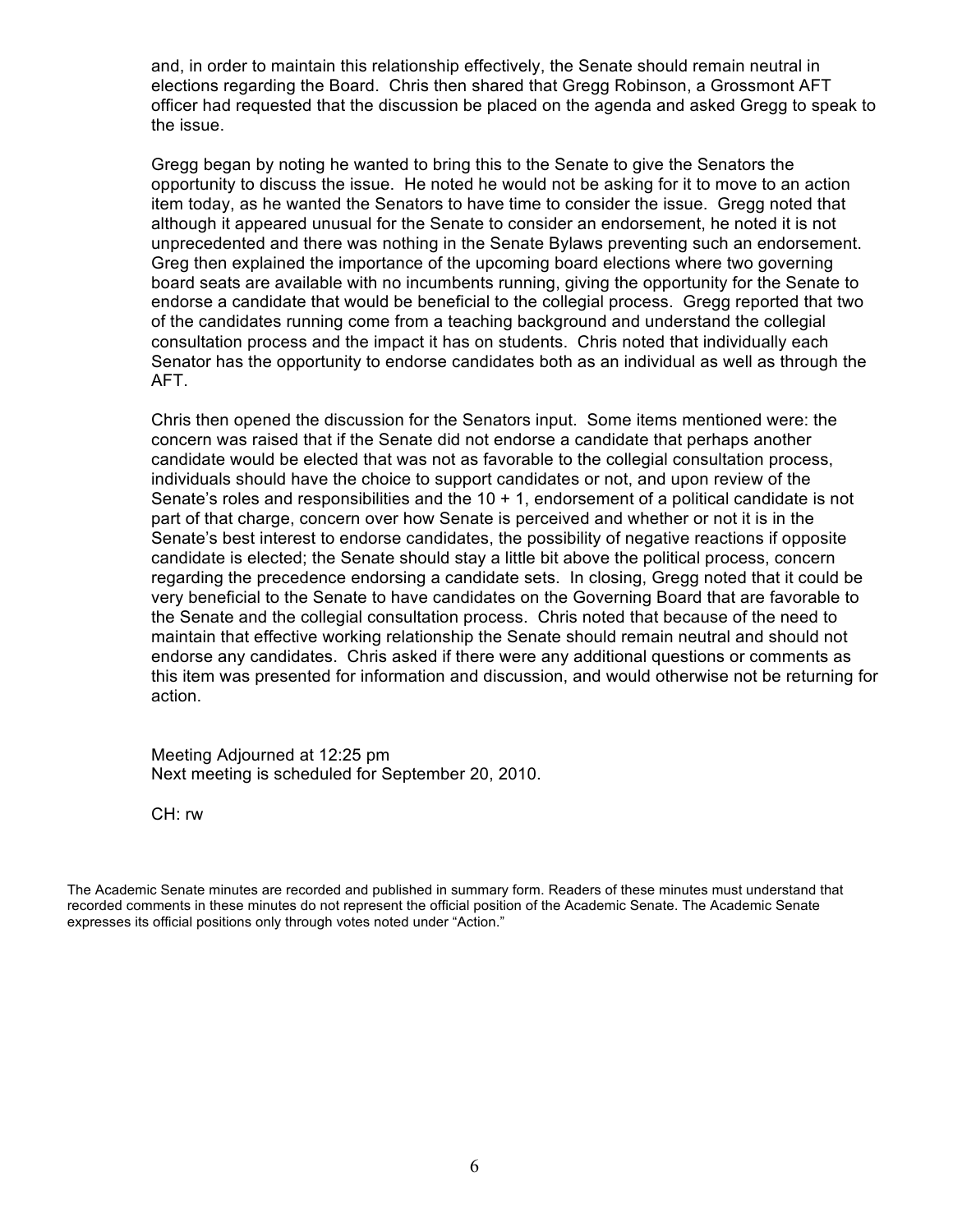and, in order to maintain this relationship effectively, the Senate should remain neutral in elections regarding the Board. Chris then shared that Gregg Robinson, a Grossmont AFT officer had requested that the discussion be placed on the agenda and asked Gregg to speak to the issue.

Gregg began by noting he wanted to bring this to the Senate to give the Senators the opportunity to discuss the issue. He noted he would not be asking for it to move to an action item today, as he wanted the Senators to have time to consider the issue. Gregg noted that although it appeared unusual for the Senate to consider an endorsement, he noted it is not unprecedented and there was nothing in the Senate Bylaws preventing such an endorsement. Greg then explained the importance of the upcoming board elections where two governing board seats are available with no incumbents running, giving the opportunity for the Senate to endorse a candidate that would be beneficial to the collegial process. Gregg reported that two of the candidates running come from a teaching background and understand the collegial consultation process and the impact it has on students. Chris noted that individually each Senator has the opportunity to endorse candidates both as an individual as well as through the AFT.

Chris then opened the discussion for the Senators input. Some items mentioned were: the concern was raised that if the Senate did not endorse a candidate that perhaps another candidate would be elected that was not as favorable to the collegial consultation process, individuals should have the choice to support candidates or not, and upon review of the Senate's roles and responsibilities and the 10 + 1, endorsement of a political candidate is not part of that charge, concern over how Senate is perceived and whether or not it is in the Senate's best interest to endorse candidates, the possibility of negative reactions if opposite candidate is elected; the Senate should stay a little bit above the political process, concern regarding the precedence endorsing a candidate sets. In closing, Gregg noted that it could be very beneficial to the Senate to have candidates on the Governing Board that are favorable to the Senate and the collegial consultation process. Chris noted that because of the need to maintain that effective working relationship the Senate should remain neutral and should not endorse any candidates. Chris asked if there were any additional questions or comments as this item was presented for information and discussion, and would otherwise not be returning for action.

Meeting Adjourned at 12:25 pm
Next meeting is scheduled for September 20, 2010.

CH: rw

The Academic Senate minutes are recorded and published in summary form. Readers of these minutes must understand that recorded comments in these minutes do not represent the official position of the Academic Senate. The Academic Senate expresses its official positions only through votes noted under "Action."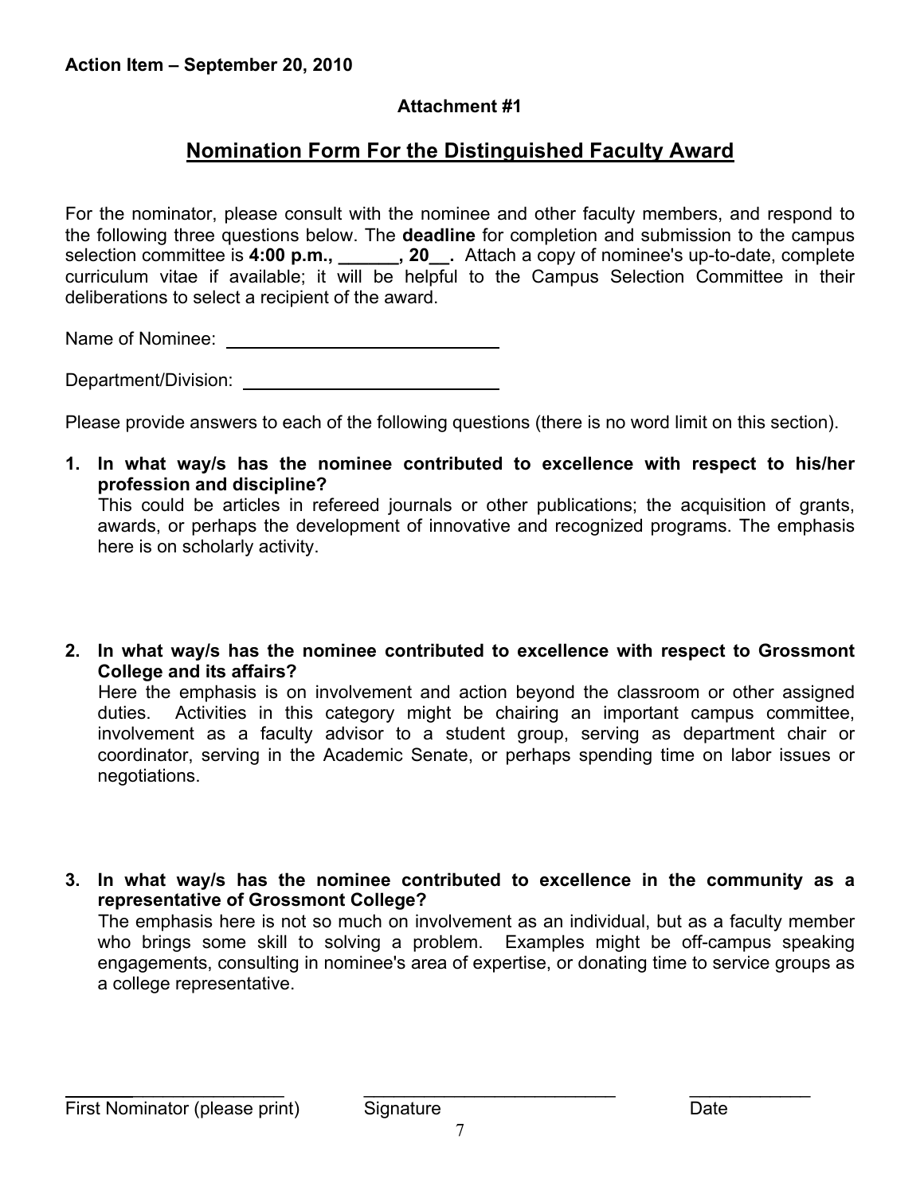**Action Item – September 20, 2010**

**Attachment #1**

## Nomination Form For the Distinguished Faculty Award

For the nominator, please consult with the nominee and other faculty members, and respond to the following three questions below. The **deadline** for completion and submission to the campus selection committee is **4:00 p.m., ______, 20__.** Attach a copy of nominee's up-to-date, complete curriculum vitae if available; it will be helpful to the Campus Selection Committee in their deliberations to select a recipient of the award.

Name of Nominee: ____________________________

Department/Division: __________________________

Please provide answers to each of the following questions (there is no word limit on this section).

1. **In what way/s has the nominee contributed to excellence with respect to his/her profession and discipline?**
   This could be articles in refereed journals or other publications; the acquisition of grants, awards, or perhaps the development of innovative and recognized programs. The emphasis here is on scholarly activity.

2. **In what way/s has the nominee contributed to excellence with respect to Grossmont College and its affairs?**
   Here the emphasis is on involvement and action beyond the classroom or other assigned duties. Activities in this category might be chairing an important campus committee, involvement as a faculty advisor to a student group, serving as department chair or coordinator, serving in the Academic Senate, or perhaps spending time on labor issues or negotiations.

3. **In what way/s has the nominee contributed to excellence in the community as a representative of Grossmont College?**
   The emphasis here is not so much on involvement as an individual, but as a faculty member who brings some skill to solving a problem. Examples might be off-campus speaking engagements, consulting in nominee's area of expertise, or donating time to service groups as a college representative.

______________________ &nbsp;&nbsp;&nbsp; __________________________ &nbsp;&nbsp;&nbsp; ____________
First Nominator (please print) &nbsp;&nbsp;&nbsp; Signature &nbsp;&nbsp;&nbsp; Date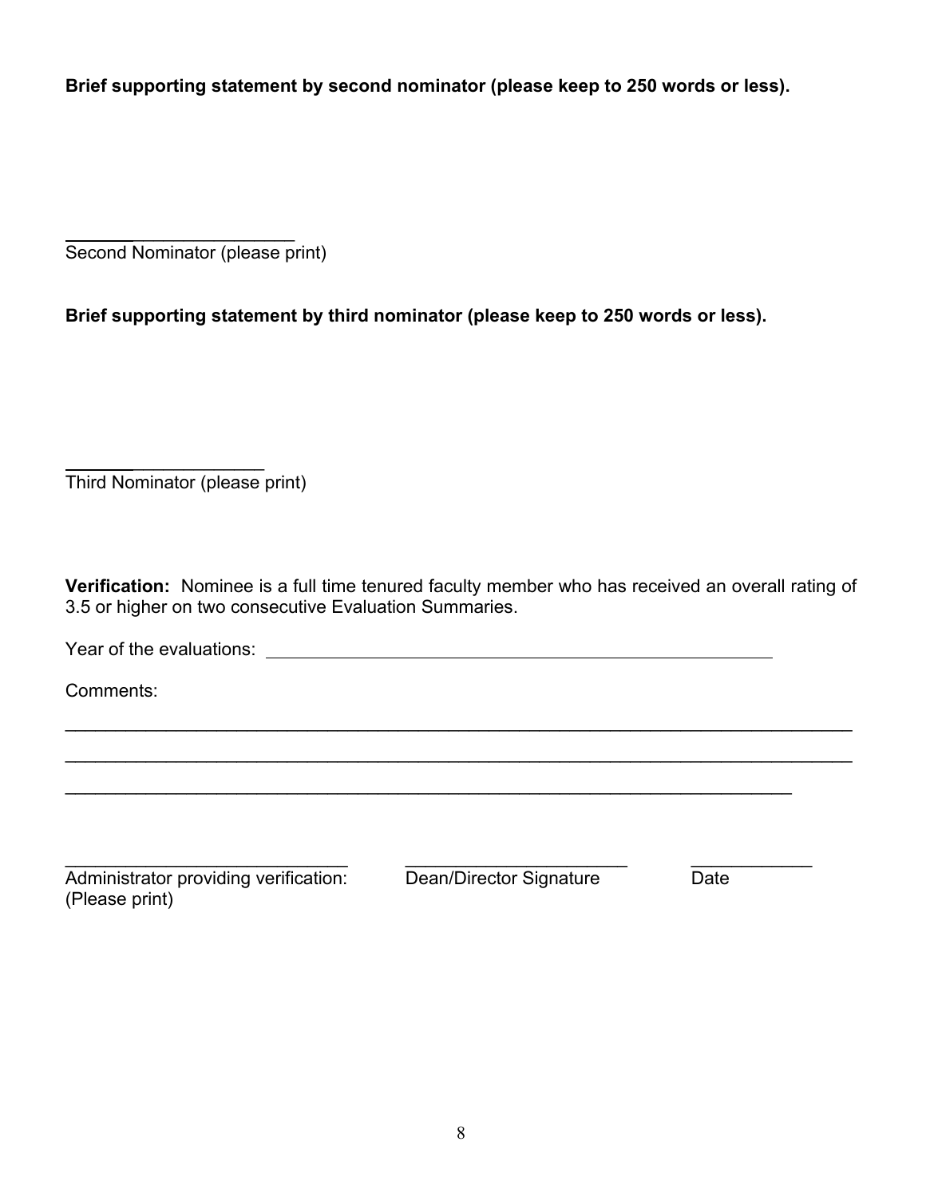**Brief supporting statement by second nominator (please keep to 250 words or less).**

\_\_\_\_\_\_\_\_\_\_\_\_\_\_\_\_\_\_\_\_\_\_\_\_
Second Nominator (please print)

**Brief supporting statement by third nominator (please keep to 250 words or less).**

\_\_\_\_\_\_\_\_\_\_\_\_\_\_\_\_\_\_\_\_\_
Third Nominator (please print)

**Verification:** Nominee is a full time tenured faculty member who has received an overall rating of 3.5 or higher on two consecutive Evaluation Summaries.

Year of the evaluations: \_\_\_\_\_\_\_\_\_\_\_\_\_\_\_\_\_\_\_\_\_\_\_\_\_\_\_\_\_\_\_\_\_\_\_\_\_\_\_\_\_\_\_\_\_\_\_\_\_\_\_

Comments:

\_\_\_\_\_\_\_\_\_\_\_\_\_\_\_\_\_\_\_\_\_\_\_\_\_\_\_\_\_\_\_\_\_\_\_\_\_\_\_\_\_\_\_\_\_\_\_\_\_\_\_\_\_\_\_\_\_\_\_\_\_\_\_\_\_\_\_\_\_\_\_\_\_\_\_\_\_\_

\_\_\_\_\_\_\_\_\_\_\_\_\_\_\_\_\_\_\_\_\_\_\_\_\_\_\_\_\_\_\_\_\_\_\_\_\_\_\_\_\_\_\_\_\_\_\_\_\_\_\_\_\_\_\_\_\_\_\_\_\_\_\_\_\_\_\_\_\_\_\_\_\_\_\_\_\_\_

\_\_\_\_\_\_\_\_\_\_\_\_\_\_\_\_\_\_\_\_\_\_\_\_\_\_\_\_\_\_\_\_\_\_\_\_\_\_\_\_\_\_\_\_\_\_\_\_\_\_\_\_\_\_\_\_\_\_\_\_\_\_\_\_\_\_\_\_\_\_\_\_\_\_

| \_\_\_\_\_\_\_\_\_\_\_\_\_\_\_\_\_\_\_\_\_\_\_\_\_\_\_\_\_\_ | \_\_\_\_\_\_\_\_\_\_\_\_\_\_\_\_\_\_\_\_\_\_\_\_ | \_\_\_\_\_\_\_\_\_\_\_\_ |
|---|---|---|
| Administrator providing verification: (Please print) | Dean/Director Signature | Date |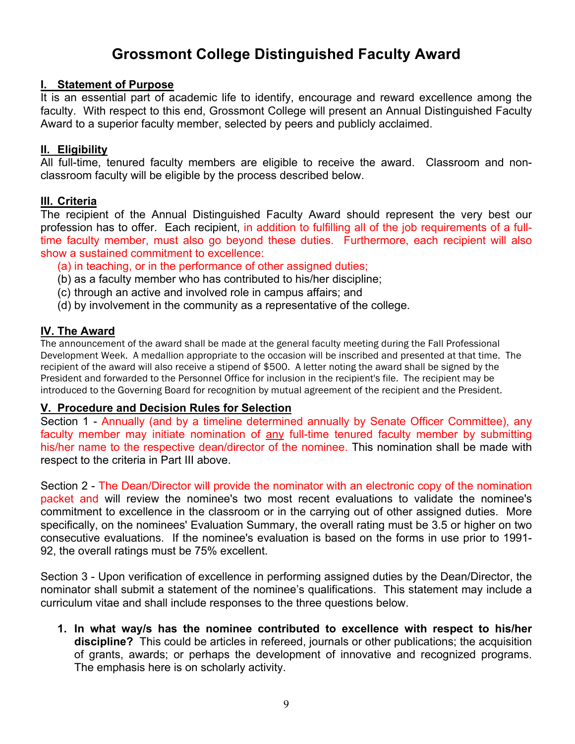# Grossmont College Distinguished Faculty Award

## I. Statement of Purpose

It is an essential part of academic life to identify, encourage and reward excellence among the faculty. With respect to this end, Grossmont College will present an Annual Distinguished Faculty Award to a superior faculty member, selected by peers and publicly acclaimed.

## II. Eligibility

All full-time, tenured faculty members are eligible to receive the award. Classroom and non-classroom faculty will be eligible by the process described below.

## III. Criteria

The recipient of the Annual Distinguished Faculty Award should represent the very best our profession has to offer. Each recipient, in addition to fulfilling all of the job requirements of a full-time faculty member, must also go beyond these duties. Furthermore, each recipient will also show a sustained commitment to excellence:

(a) in teaching, or in the performance of other assigned duties;
(b) as a faculty member who has contributed to his/her discipline;
(c) through an active and involved role in campus affairs; and
(d) by involvement in the community as a representative of the college.

## IV. The Award

The announcement of the award shall be made at the general faculty meeting during the Fall Professional Development Week. A medallion appropriate to the occasion will be inscribed and presented at that time. The recipient of the award will also receive a stipend of $500. A letter noting the award shall be signed by the President and forwarded to the Personnel Office for inclusion in the recipient's file. The recipient may be introduced to the Governing Board for recognition by mutual agreement of the recipient and the President.

## V. Procedure and Decision Rules for Selection

Section 1 - Annually (and by a timeline determined annually by Senate Officer Committee), any faculty member may initiate nomination of <u>any</u> full-time tenured faculty member by submitting his/her name to the respective dean/director of the nominee. This nomination shall be made with respect to the criteria in Part III above.

Section 2 - The Dean/Director will provide the nominator with an electronic copy of the nomination packet and will review the nominee's two most recent evaluations to validate the nominee's commitment to excellence in the classroom or in the carrying out of other assigned duties. More specifically, on the nominees' Evaluation Summary, the overall rating must be 3.5 or higher on two consecutive evaluations. If the nominee's evaluation is based on the forms in use prior to 1991-92, the overall ratings must be 75% excellent.

Section 3 - Upon verification of excellence in performing assigned duties by the Dean/Director, the nominator shall submit a statement of the nominee's qualifications. This statement may include a curriculum vitae and shall include responses to the three questions below.

1. **In what way/s has the nominee contributed to excellence with respect to his/her discipline?** This could be articles in refereed, journals or other publications; the acquisition of grants, awards; or perhaps the development of innovative and recognized programs. The emphasis here is on scholarly activity.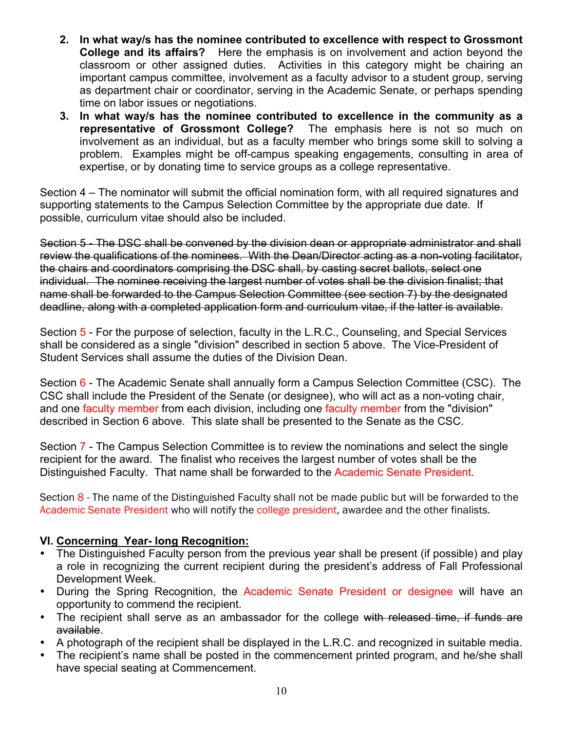2. **In what way/s has the nominee contributed to excellence with respect to Grossmont College and its affairs?** Here the emphasis is on involvement and action beyond the classroom or other assigned duties. Activities in this category might be chairing an important campus committee, involvement as a faculty advisor to a student group, serving as department chair or coordinator, serving in the Academic Senate, or perhaps spending time on labor issues or negotiations.
3. **In what way/s has the nominee contributed to excellence in the community as a representative of Grossmont College?** The emphasis here is not so much on involvement as an individual, but as a faculty member who brings some skill to solving a problem. Examples might be off-campus speaking engagements, consulting in area of expertise, or by donating time to service groups as a college representative.

Section 4 – The nominator will submit the official nomination form, with all required signatures and supporting statements to the Campus Selection Committee by the appropriate due date. If possible, curriculum vitae should also be included.

~~Section 5 - The DSC shall be convened by the division dean or appropriate administrator and shall review the qualifications of the nominees. With the Dean/Director acting as a non-voting facilitator, the chairs and coordinators comprising the DSC shall, by casting secret ballots, select one individual. The nominee receiving the largest number of votes shall be the division finalist; that name shall be forwarded to the Campus Selection Committee (see section 7) by the designated deadline, along with a completed application form and curriculum vitae, if the latter is available.~~

Section 5 - For the purpose of selection, faculty in the L.R.C., Counseling, and Special Services shall be considered as a single "division" described in section 5 above. The Vice-President of Student Services shall assume the duties of the Division Dean.

Section 6 - The Academic Senate shall annually form a Campus Selection Committee (CSC). The CSC shall include the President of the Senate (or designee), who will act as a non-voting chair, and one faculty member from each division, including one faculty member from the "division" described in Section 6 above. This slate shall be presented to the Senate as the CSC.

Section 7 - The Campus Selection Committee is to review the nominations and select the single recipient for the award. The finalist who receives the largest number of votes shall be the Distinguished Faculty. That name shall be forwarded to the Academic Senate President.

Section 8 - The name of the Distinguished Faculty shall not be made public but will be forwarded to the Academic Senate President who will notify the college president, awardee and the other finalists.

### VI. Concerning Year- long Recognition:

- The Distinguished Faculty person from the previous year shall be present (if possible) and play a role in recognizing the current recipient during the president's address of Fall Professional Development Week.
- During the Spring Recognition, the Academic Senate President or designee will have an opportunity to commend the recipient.
- The recipient shall serve as an ambassador for the college ~~with released time, if funds are available~~.
- A photograph of the recipient shall be displayed in the L.R.C. and recognized in suitable media.
- The recipient's name shall be posted in the commencement printed program, and he/she shall have special seating at Commencement.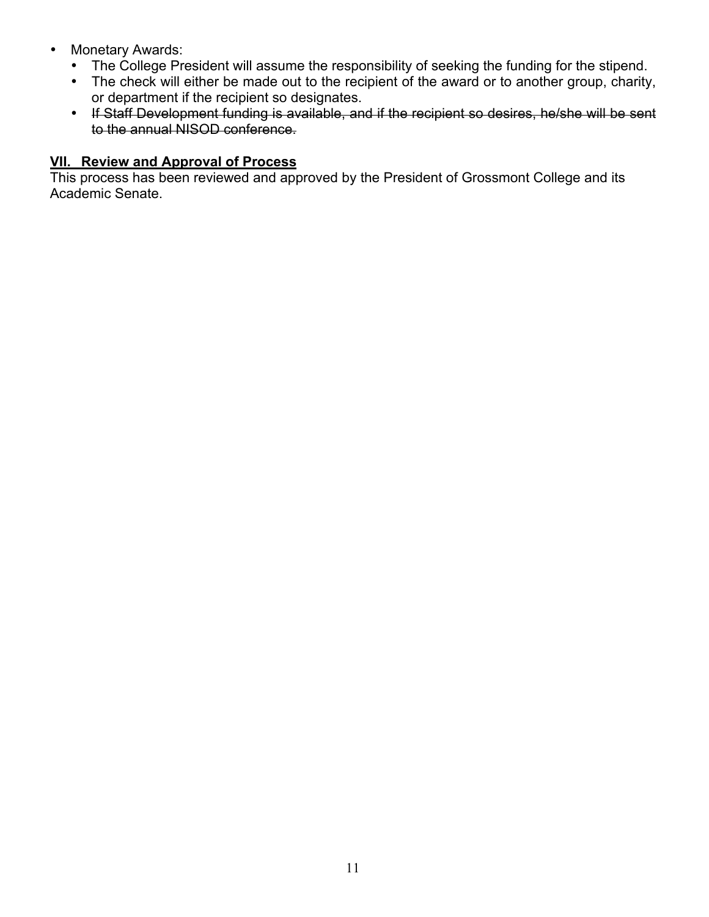- Monetary Awards:
  - The College President will assume the responsibility of seeking the funding for the stipend.
  - The check will either be made out to the recipient of the award or to another group, charity, or department if the recipient so designates.
  - ~~If Staff Development funding is available, and if the recipient so desires, he/she will be sent to the annual NISOD conference.~~

## VII. Review and Approval of Process

This process has been reviewed and approved by the President of Grossmont College and its Academic Senate.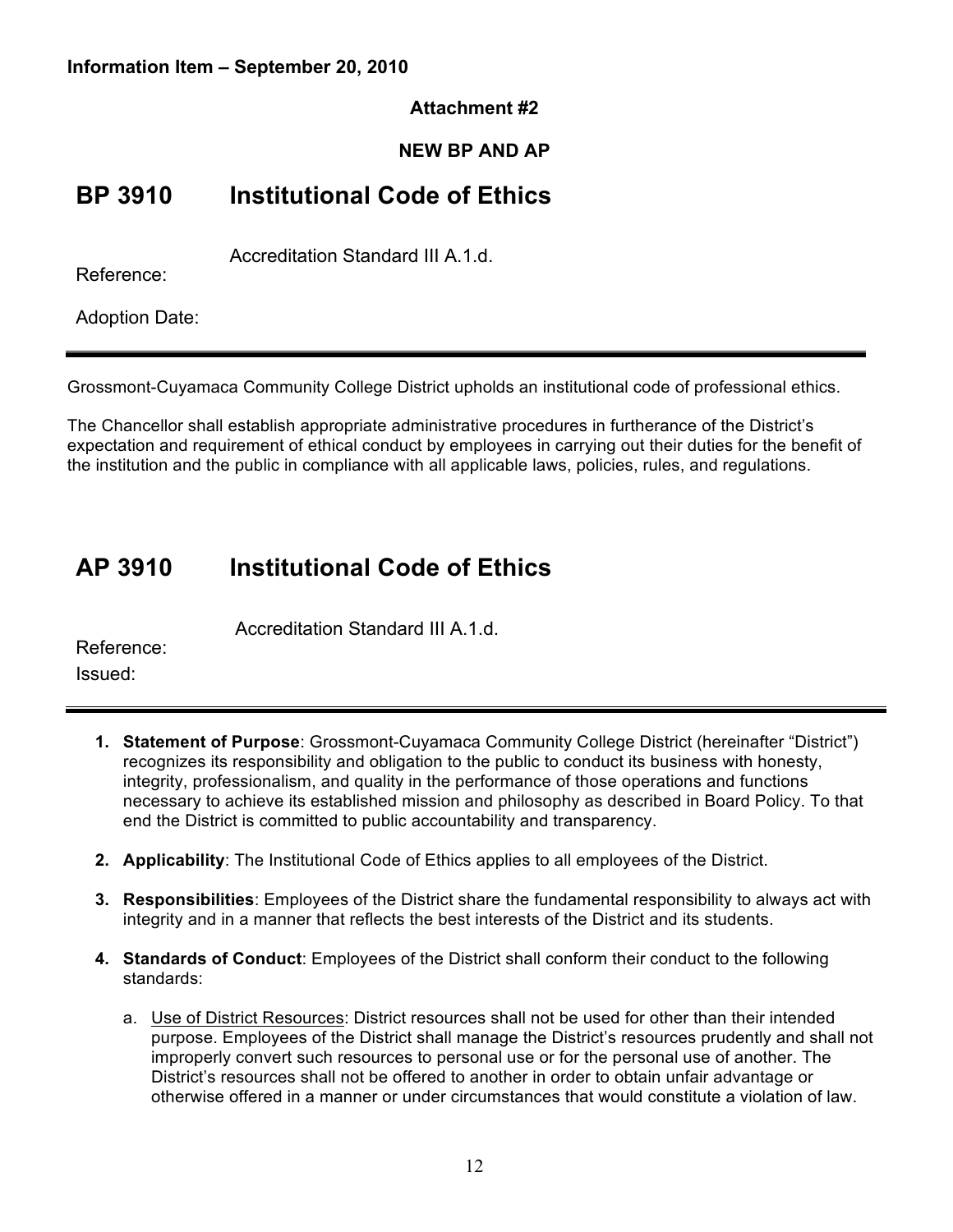**Information Item – September 20, 2010**

**Attachment #2**

**NEW BP AND AP**

# BP 3910 Institutional Code of Ethics

Reference: Accreditation Standard III A.1.d.

Adoption Date:

---

Grossmont-Cuyamaca Community College District upholds an institutional code of professional ethics.

The Chancellor shall establish appropriate administrative procedures in furtherance of the District's expectation and requirement of ethical conduct by employees in carrying out their duties for the benefit of the institution and the public in compliance with all applicable laws, policies, rules, and regulations.

# AP 3910 Institutional Code of Ethics

Reference: Accreditation Standard III A.1.d.

Issued:

---

1. **Statement of Purpose**: Grossmont-Cuyamaca Community College District (hereinafter "District") recognizes its responsibility and obligation to the public to conduct its business with honesty, integrity, professionalism, and quality in the performance of those operations and functions necessary to achieve its established mission and philosophy as described in Board Policy. To that end the District is committed to public accountability and transparency.

2. **Applicability**: The Institutional Code of Ethics applies to all employees of the District.

3. **Responsibilities**: Employees of the District share the fundamental responsibility to always act with integrity and in a manner that reflects the best interests of the District and its students.

4. **Standards of Conduct**: Employees of the District shall conform their conduct to the following standards:

   a. <u>Use of District Resources</u>: District resources shall not be used for other than their intended purpose. Employees of the District shall manage the District's resources prudently and shall not improperly convert such resources to personal use or for the personal use of another. The District's resources shall not be offered to another in order to obtain unfair advantage or otherwise offered in a manner or under circumstances that would constitute a violation of law.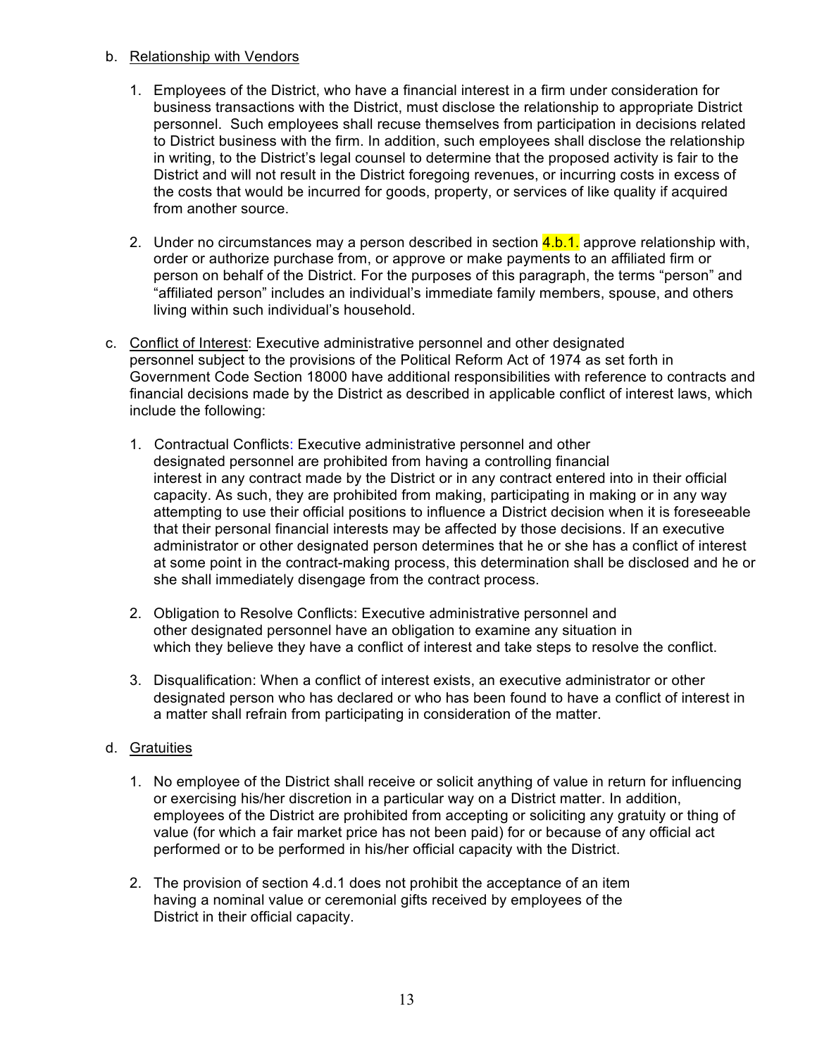b. Relationship with Vendors

1. Employees of the District, who have a financial interest in a firm under consideration for business transactions with the District, must disclose the relationship to appropriate District personnel. Such employees shall recuse themselves from participation in decisions related to District business with the firm. In addition, such employees shall disclose the relationship in writing, to the District's legal counsel to determine that the proposed activity is fair to the District and will not result in the District foregoing revenues, or incurring costs in excess of the costs that would be incurred for goods, property, or services of like quality if acquired from another source.

2. Under no circumstances may a person described in section 4.b.1. approve relationship with, order or authorize purchase from, or approve or make payments to an affiliated firm or person on behalf of the District. For the purposes of this paragraph, the terms "person" and "affiliated person" includes an individual's immediate family members, spouse, and others living within such individual's household.

c. Conflict of Interest: Executive administrative personnel and other designated personnel subject to the provisions of the Political Reform Act of 1974 as set forth in Government Code Section 18000 have additional responsibilities with reference to contracts and financial decisions made by the District as described in applicable conflict of interest laws, which include the following:

1. Contractual Conflicts: Executive administrative personnel and other designated personnel are prohibited from having a controlling financial interest in any contract made by the District or in any contract entered into in their official capacity. As such, they are prohibited from making, participating in making or in any way attempting to use their official positions to influence a District decision when it is foreseeable that their personal financial interests may be affected by those decisions. If an executive administrator or other designated person determines that he or she has a conflict of interest at some point in the contract-making process, this determination shall be disclosed and he or she shall immediately disengage from the contract process.

2. Obligation to Resolve Conflicts: Executive administrative personnel and other designated personnel have an obligation to examine any situation in which they believe they have a conflict of interest and take steps to resolve the conflict.

3. Disqualification: When a conflict of interest exists, an executive administrator or other designated person who has declared or who has been found to have a conflict of interest in a matter shall refrain from participating in consideration of the matter.

d. Gratuities

1. No employee of the District shall receive or solicit anything of value in return for influencing or exercising his/her discretion in a particular way on a District matter. In addition, employees of the District are prohibited from accepting or soliciting any gratuity or thing of value (for which a fair market price has not been paid) for or because of any official act performed or to be performed in his/her official capacity with the District.

2. The provision of section 4.d.1 does not prohibit the acceptance of an item having a nominal value or ceremonial gifts received by employees of the District in their official capacity.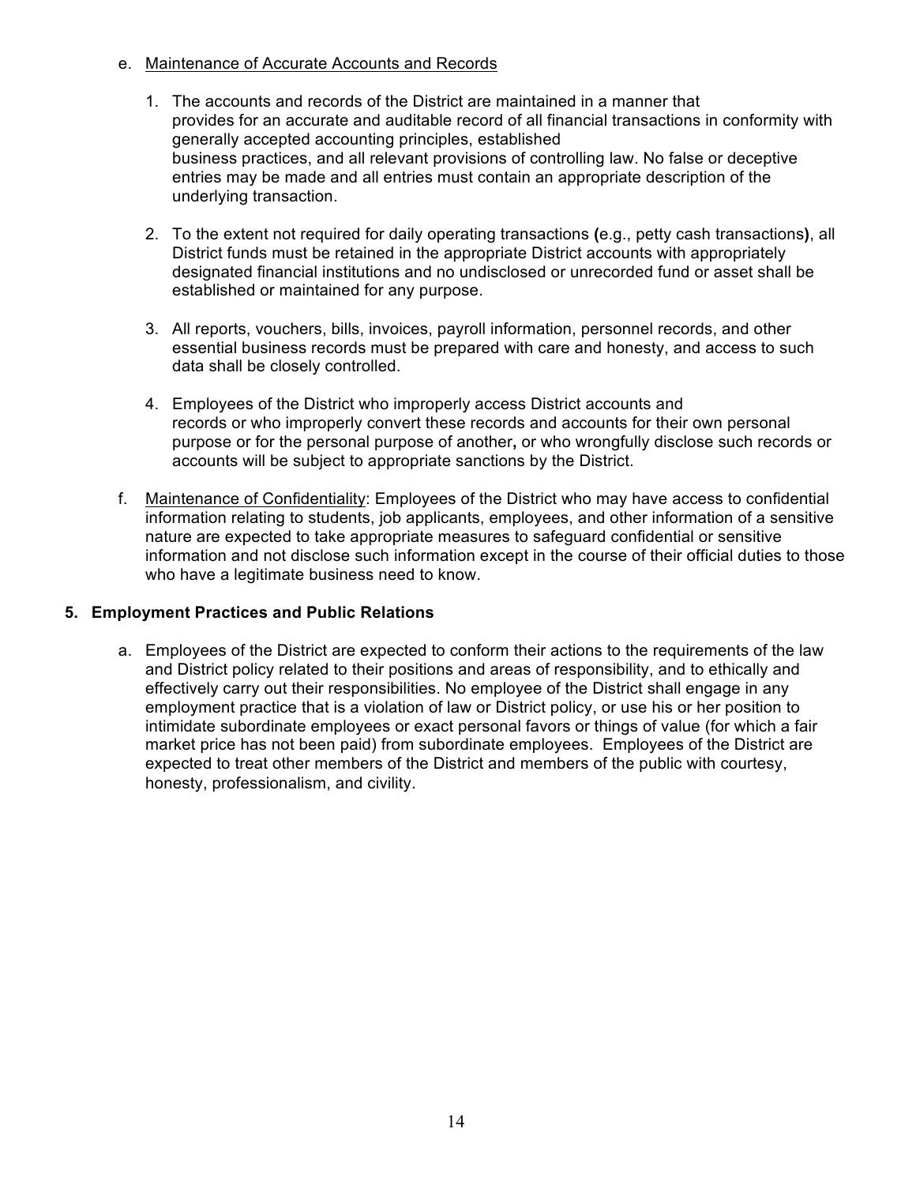e. <u>Maintenance of Accurate Accounts and Records</u>

   1. The accounts and records of the District are maintained in a manner that provides for an accurate and auditable record of all financial transactions in conformity with generally accepted accounting principles, established business practices, and all relevant provisions of controlling law. No false or deceptive entries may be made and all entries must contain an appropriate description of the underlying transaction.

   2. To the extent not required for daily operating transactions (e.g., petty cash transactions), all District funds must be retained in the appropriate District accounts with appropriately designated financial institutions and no undisclosed or unrecorded fund or asset shall be established or maintained for any purpose.

   3. All reports, vouchers, bills, invoices, payroll information, personnel records, and other essential business records must be prepared with care and honesty, and access to such data shall be closely controlled.

   4. Employees of the District who improperly access District accounts and records or who improperly convert these records and accounts for their own personal purpose or for the personal purpose of another, or who wrongfully disclose such records or accounts will be subject to appropriate sanctions by the District.

f. <u>Maintenance of Confidentiality</u>: Employees of the District who may have access to confidential information relating to students, job applicants, employees, and other information of a sensitive nature are expected to take appropriate measures to safeguard confidential or sensitive information and not disclose such information except in the course of their official duties to those who have a legitimate business need to know.

**5. Employment Practices and Public Relations**

a. Employees of the District are expected to conform their actions to the requirements of the law and District policy related to their positions and areas of responsibility, and to ethically and effectively carry out their responsibilities. No employee of the District shall engage in any employment practice that is a violation of law or District policy, or use his or her position to intimidate subordinate employees or exact personal favors or things of value (for which a fair market price has not been paid) from subordinate employees. Employees of the District are expected to treat other members of the District and members of the public with courtesy, honesty, professionalism, and civility.